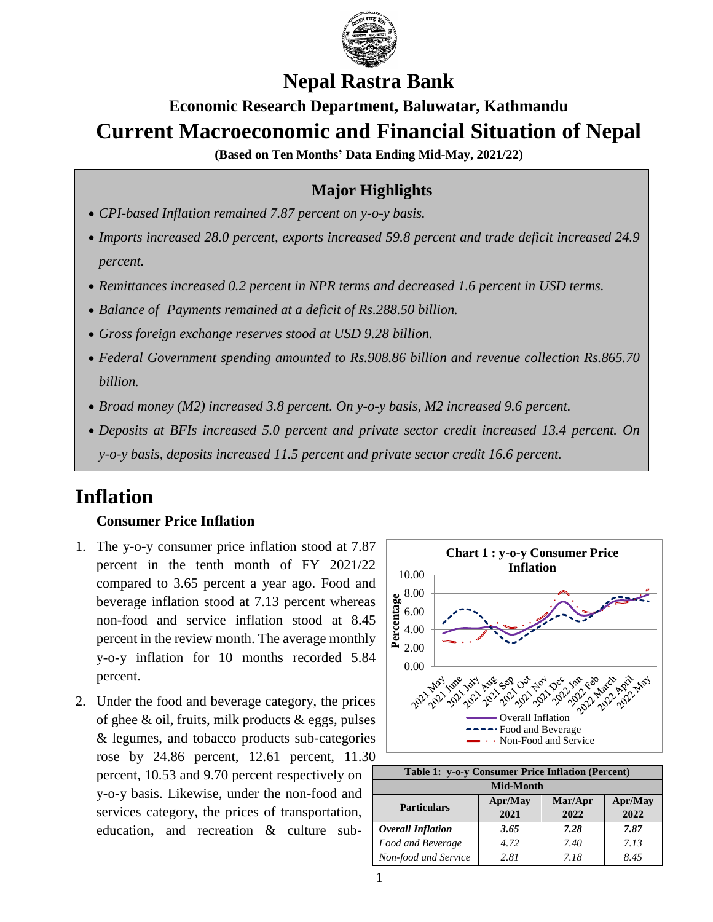# Nepal Rastra Bank

## Economic Research Department, Baluwatar, Kathmandu

# Current Macroeconomic and Financial Situation of Nepal

**(Based on Ten Months' Data Ending Mid-May, 2021/22)**

### Major Highlights

- *CPI-based Inflation remained 7.87 percent on y-o-y basis.*
- *Imports increased 28.0 percent, exports increased 59.8 percent and trade deficit increased 24.9 percent.*
- *Remittances increased 0.2 percent in NPR terms and decreased 1.6 percent in USD terms.*
- *Balance of Payments remained at a deficit of Rs.288.50 billion.*
- *Gross foreign exchange reserves stood at USD 9.28 billion.*
- *Federal Government spending amounted to Rs.908.86 billion and revenue collection Rs.865.70 billion.*
- *Broad money (M2) increased 3.8 percent. On y-o-y basis, M2 increased 9.6 percent.*
- *Deposits at BFIs increased 5.0 percent and private sector credit increased 13.4 percent. On y-o-y basis, deposits increased 11.5 percent and private sector credit 16.6 percent.*

# Inflation

### Consumer Price Inflation

1. The y-o-y consumer price inflation stood at 7.87 percent in the tenth month of FY 2021/22 compared to 3.65 percent a year ago. Food and beverage inflation stood at 7.13 percent whereas non-food and service inflation stood at 8.45 percent in the review month. The average monthly y-o-y inflation for 10 months recorded 5.84 percent.

2. Under the food and beverage category, the prices of ghee & oil, fruits, milk products & eggs, pulses & legumes, and tobacco products sub-categories rose by 24.86 percent, 12.61 percent, 11.30 percent, 10.53 and 9.70 percent respectively on y-o-y basis. Likewise, under the non-food and services category, the prices of transportation, education, and recreation & culture sub-

**Chart 1 : y-o-y Consumer Price Inflation**

**Table 1: y-o-y Consumer Price Inflation (Percent)**

| Particulars | Mid-Month | | |
|---|---|---|---|
| | Apr/May 2021 | Mar/Apr 2022 | Apr/May 2022 |
| *Overall Inflation* | *3.65* | *7.28* | *7.87* |
| *Food and Beverage* | *4.72* | *7.40* | *7.13* |
| *Non-food and Service* | *2.81* | *7.18* | *8.45* |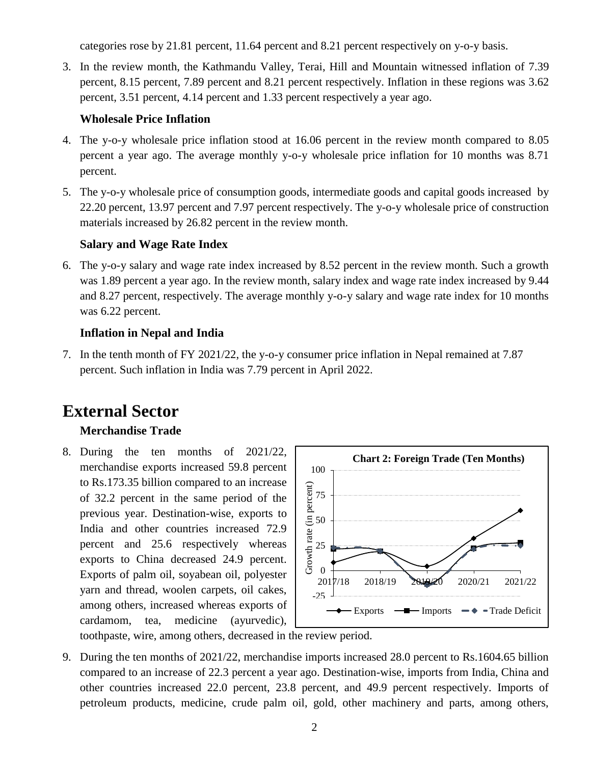categories rose by 21.81 percent, 11.64 percent and 8.21 percent respectively on y-o-y basis.

3. In the review month, the Kathmandu Valley, Terai, Hill and Mountain witnessed inflation of 7.39 percent, 8.15 percent, 7.89 percent and 8.21 percent respectively. Inflation in these regions was 3.62 percent, 3.51 percent, 4.14 percent and 1.33 percent respectively a year ago.

**Wholesale Price Inflation**

4. The y-o-y wholesale price inflation stood at 16.06 percent in the review month compared to 8.05 percent a year ago. The average monthly y-o-y wholesale price inflation for 10 months was 8.71 percent.

5. The y-o-y wholesale price of consumption goods, intermediate goods and capital goods increased by 22.20 percent, 13.97 percent and 7.97 percent respectively. The y-o-y wholesale price of construction materials increased by 26.82 percent in the review month.

**Salary and Wage Rate Index**

6. The y-o-y salary and wage rate index increased by 8.52 percent in the review month. Such a growth was 1.89 percent a year ago. In the review month, salary index and wage rate index increased by 9.44 and 8.27 percent, respectively. The average monthly y-o-y salary and wage rate index for 10 months was 6.22 percent.

**Inflation in Nepal and India**

7. In the tenth month of FY 2021/22, the y-o-y consumer price inflation in Nepal remained at 7.87 percent. Such inflation in India was 7.79 percent in April 2022.

# External Sector

**Merchandise Trade**

8. During the ten months of 2021/22, merchandise exports increased 59.8 percent to Rs.173.35 billion compared to an increase of 32.2 percent in the same period of the previous year. Destination-wise, exports to India and other countries increased 72.9 percent and 25.6 respectively whereas exports to China decreased 24.9 percent. Exports of palm oil, soyabean oil, polyester yarn and thread, woolen carpets, oil cakes, among others, increased whereas exports of cardamom, tea, medicine (ayurvedic), toothpaste, wire, among others, decreased in the review period.

**Chart 2: Foreign Trade (Ten Months)**

9. During the ten months of 2021/22, merchandise imports increased 28.0 percent to Rs.1604.65 billion compared to an increase of 22.3 percent a year ago. Destination-wise, imports from India, China and other countries increased 22.0 percent, 23.8 percent, and 49.9 percent respectively. Imports of petroleum products, medicine, crude palm oil, gold, other machinery and parts, among others,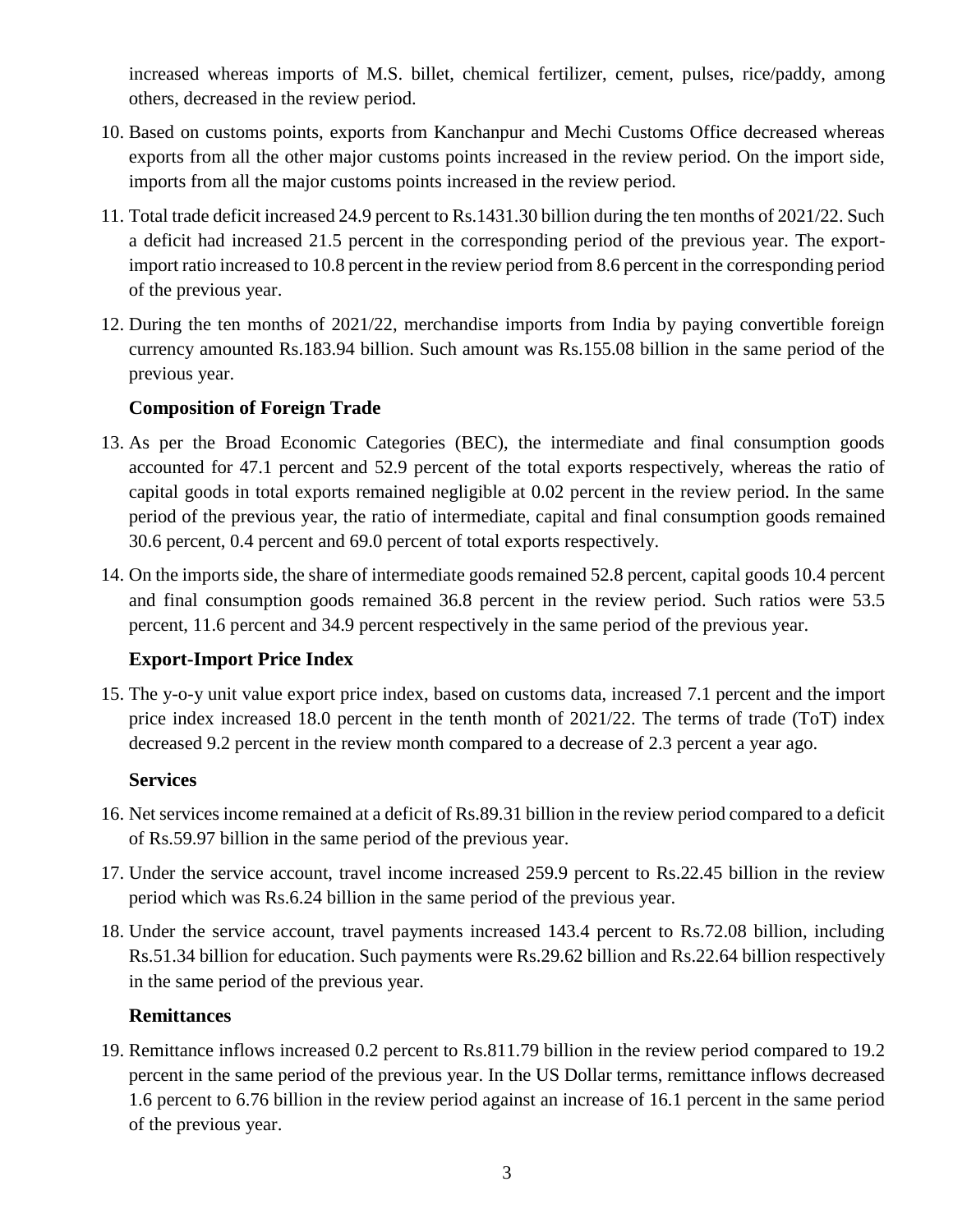increased whereas imports of M.S. billet, chemical fertilizer, cement, pulses, rice/paddy, among others, decreased in the review period.

10. Based on customs points, exports from Kanchanpur and Mechi Customs Office decreased whereas exports from all the other major customs points increased in the review period. On the import side, imports from all the major customs points increased in the review period.

11. Total trade deficit increased 24.9 percent to Rs.1431.30 billion during the ten months of 2021/22. Such a deficit had increased 21.5 percent in the corresponding period of the previous year. The export-import ratio increased to 10.8 percent in the review period from 8.6 percent in the corresponding period of the previous year.

12. During the ten months of 2021/22, merchandise imports from India by paying convertible foreign currency amounted Rs.183.94 billion. Such amount was Rs.155.08 billion in the same period of the previous year.

### Composition of Foreign Trade

13. As per the Broad Economic Categories (BEC), the intermediate and final consumption goods accounted for 47.1 percent and 52.9 percent of the total exports respectively, whereas the ratio of capital goods in total exports remained negligible at 0.02 percent in the review period. In the same period of the previous year, the ratio of intermediate, capital and final consumption goods remained 30.6 percent, 0.4 percent and 69.0 percent of total exports respectively.

14. On the imports side, the share of intermediate goods remained 52.8 percent, capital goods 10.4 percent and final consumption goods remained 36.8 percent in the review period. Such ratios were 53.5 percent, 11.6 percent and 34.9 percent respectively in the same period of the previous year.

### Export-Import Price Index

15. The y-o-y unit value export price index, based on customs data, increased 7.1 percent and the import price index increased 18.0 percent in the tenth month of 2021/22. The terms of trade (ToT) index decreased 9.2 percent in the review month compared to a decrease of 2.3 percent a year ago.

### Services

16. Net services income remained at a deficit of Rs.89.31 billion in the review period compared to a deficit of Rs.59.97 billion in the same period of the previous year.

17. Under the service account, travel income increased 259.9 percent to Rs.22.45 billion in the review period which was Rs.6.24 billion in the same period of the previous year.

18. Under the service account, travel payments increased 143.4 percent to Rs.72.08 billion, including Rs.51.34 billion for education. Such payments were Rs.29.62 billion and Rs.22.64 billion respectively in the same period of the previous year.

### Remittances

19. Remittance inflows increased 0.2 percent to Rs.811.79 billion in the review period compared to 19.2 percent in the same period of the previous year. In the US Dollar terms, remittance inflows decreased 1.6 percent to 6.76 billion in the review period against an increase of 16.1 percent in the same period of the previous year.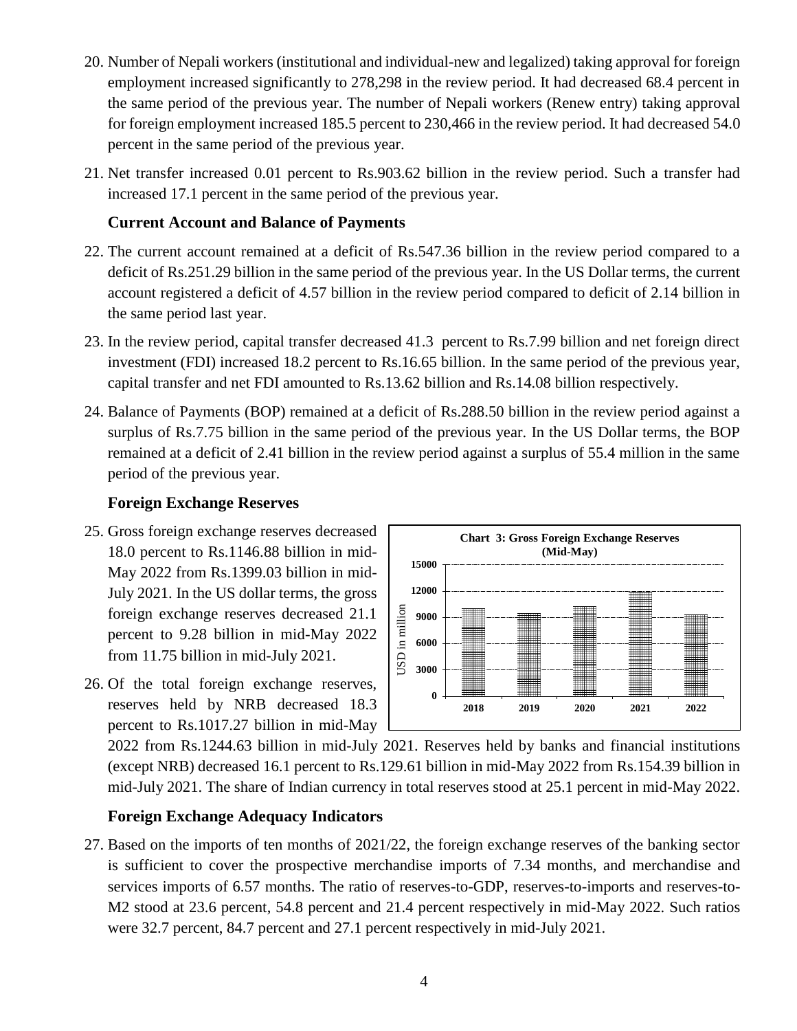20. Number of Nepali workers (institutional and individual-new and legalized) taking approval for foreign employment increased significantly to 278,298 in the review period. It had decreased 68.4 percent in the same period of the previous year. The number of Nepali workers (Renew entry) taking approval for foreign employment increased 185.5 percent to 230,466 in the review period. It had decreased 54.0 percent in the same period of the previous year.

21. Net transfer increased 0.01 percent to Rs.903.62 billion in the review period. Such a transfer had increased 17.1 percent in the same period of the previous year.

### Current Account and Balance of Payments

22. The current account remained at a deficit of Rs.547.36 billion in the review period compared to a deficit of Rs.251.29 billion in the same period of the previous year. In the US Dollar terms, the current account registered a deficit of 4.57 billion in the review period compared to deficit of 2.14 billion in the same period last year.

23. In the review period, capital transfer decreased 41.3 percent to Rs.7.99 billion and net foreign direct investment (FDI) increased 18.2 percent to Rs.16.65 billion. In the same period of the previous year, capital transfer and net FDI amounted to Rs.13.62 billion and Rs.14.08 billion respectively.

24. Balance of Payments (BOP) remained at a deficit of Rs.288.50 billion in the review period against a surplus of Rs.7.75 billion in the same period of the previous year. In the US Dollar terms, the BOP remained at a deficit of 2.41 billion in the review period against a surplus of 55.4 million in the same period of the previous year.

### Foreign Exchange Reserves

25. Gross foreign exchange reserves decreased 18.0 percent to Rs.1146.88 billion in mid-May 2022 from Rs.1399.03 billion in mid-July 2021. In the US dollar terms, the gross foreign exchange reserves decreased 21.1 percent to 9.28 billion in mid-May 2022 from 11.75 billion in mid-July 2021.

**Chart 3: Gross Foreign Exchange Reserves (Mid-May)**

26. Of the total foreign exchange reserves, reserves held by NRB decreased 18.3 percent to Rs.1017.27 billion in mid-May 2022 from Rs.1244.63 billion in mid-July 2021. Reserves held by banks and financial institutions (except NRB) decreased 16.1 percent to Rs.129.61 billion in mid-May 2022 from Rs.154.39 billion in mid-July 2021. The share of Indian currency in total reserves stood at 25.1 percent in mid-May 2022.

### Foreign Exchange Adequacy Indicators

27. Based on the imports of ten months of 2021/22, the foreign exchange reserves of the banking sector is sufficient to cover the prospective merchandise imports of 7.34 months, and merchandise and services imports of 6.57 months. The ratio of reserves-to-GDP, reserves-to-imports and reserves-to-M2 stood at 23.6 percent, 54.8 percent and 21.4 percent respectively in mid-May 2022. Such ratios were 32.7 percent, 84.7 percent and 27.1 percent respectively in mid-July 2021.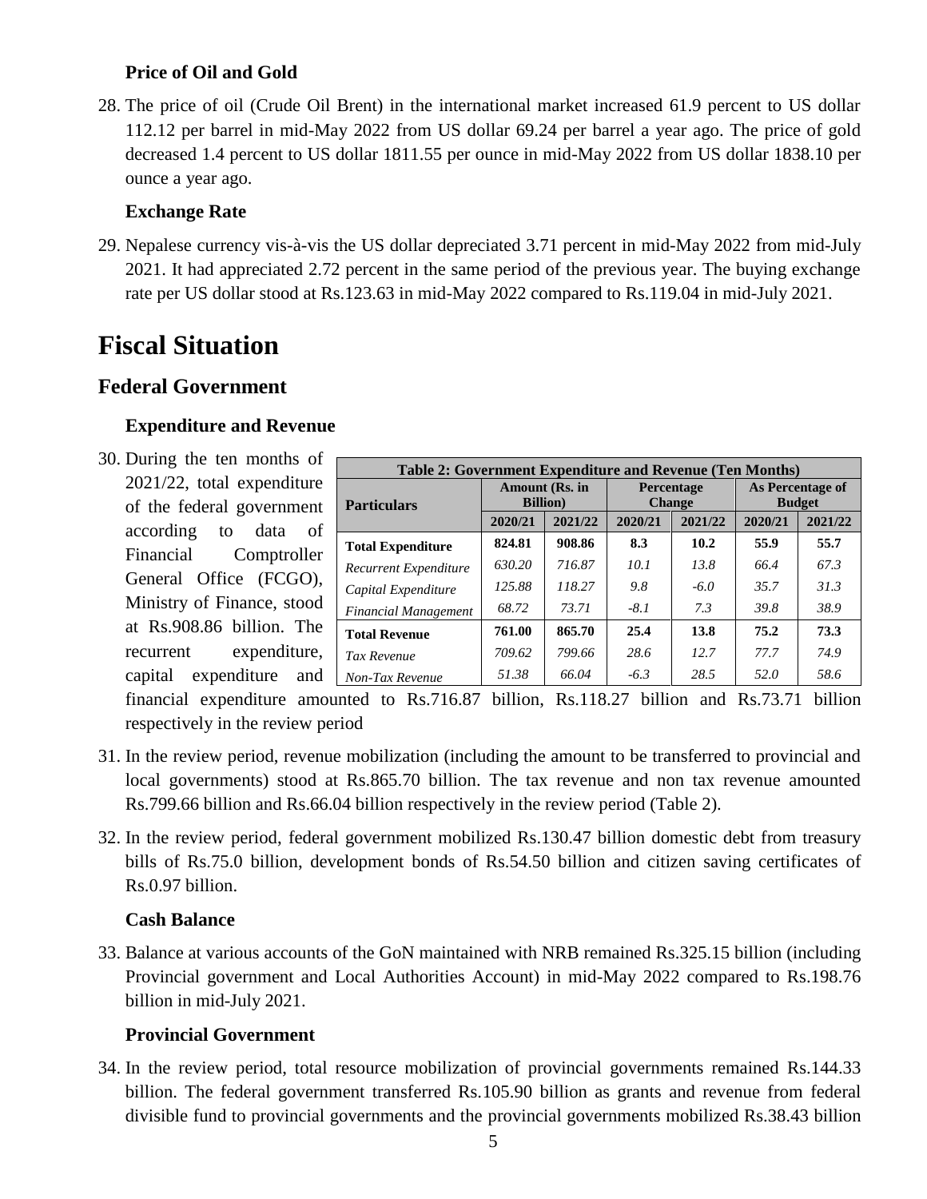### Price of Oil and Gold

28. The price of oil (Crude Oil Brent) in the international market increased 61.9 percent to US dollar 112.12 per barrel in mid-May 2022 from US dollar 69.24 per barrel a year ago. The price of gold decreased 1.4 percent to US dollar 1811.55 per ounce in mid-May 2022 from US dollar 1838.10 per ounce a year ago.

### Exchange Rate

29. Nepalese currency vis-à-vis the US dollar depreciated 3.71 percent in mid-May 2022 from mid-July 2021. It had appreciated 2.72 percent in the same period of the previous year. The buying exchange rate per US dollar stood at Rs.123.63 in mid-May 2022 compared to Rs.119.04 in mid-July 2021.

# Fiscal Situation

## Federal Government

### Expenditure and Revenue

30. During the ten months of 2021/22, total expenditure of the federal government according to data of Financial Comptroller General Office (FCGO), Ministry of Finance, stood at Rs.908.86 billion. The recurrent expenditure, capital expenditure and financial expenditure amounted to Rs.716.87 billion, Rs.118.27 billion and Rs.73.71 billion respectively in the review period

**Table 2: Government Expenditure and Revenue (Ten Months)**

| Particulars | Amount (Rs. in Billion) | | Percentage Change | | As Percentage of Budget | |
|---|---|---|---|---|---|---|
| | 2020/21 | 2021/22 | 2020/21 | 2021/22 | 2020/21 | 2021/22 |
| **Total Expenditure** | **824.81** | **908.86** | **8.3** | **10.2** | **55.9** | **55.7** |
| *Recurrent Expenditure* | *630.20* | *716.87* | *10.1* | *13.8* | *66.4* | *67.3* |
| *Capital Expenditure* | *125.88* | *118.27* | *9.8* | *-6.0* | *35.7* | *31.3* |
| *Financial Management* | *68.72* | *73.71* | *-8.1* | *7.3* | *39.8* | *38.9* |
| **Total Revenue** | **761.00** | **865.70** | **25.4** | **13.8** | **75.2** | **73.3** |
| *Tax Revenue* | *709.62* | *799.66* | *28.6* | *12.7* | *77.7* | *74.9* |
| *Non-Tax Revenue* | *51.38* | *66.04* | *-6.3* | *28.5* | *52.0* | *58.6* |

31. In the review period, revenue mobilization (including the amount to be transferred to provincial and local governments) stood at Rs.865.70 billion. The tax revenue and non tax revenue amounted Rs.799.66 billion and Rs.66.04 billion respectively in the review period (Table 2).

32. In the review period, federal government mobilized Rs.130.47 billion domestic debt from treasury bills of Rs.75.0 billion, development bonds of Rs.54.50 billion and citizen saving certificates of Rs.0.97 billion.

### Cash Balance

33. Balance at various accounts of the GoN maintained with NRB remained Rs.325.15 billion (including Provincial government and Local Authorities Account) in mid-May 2022 compared to Rs.198.76 billion in mid-July 2021.

### Provincial Government

34. In the review period, total resource mobilization of provincial governments remained Rs.144.33 billion. The federal government transferred Rs.105.90 billion as grants and revenue from federal divisible fund to provincial governments and the provincial governments mobilized Rs.38.43 billion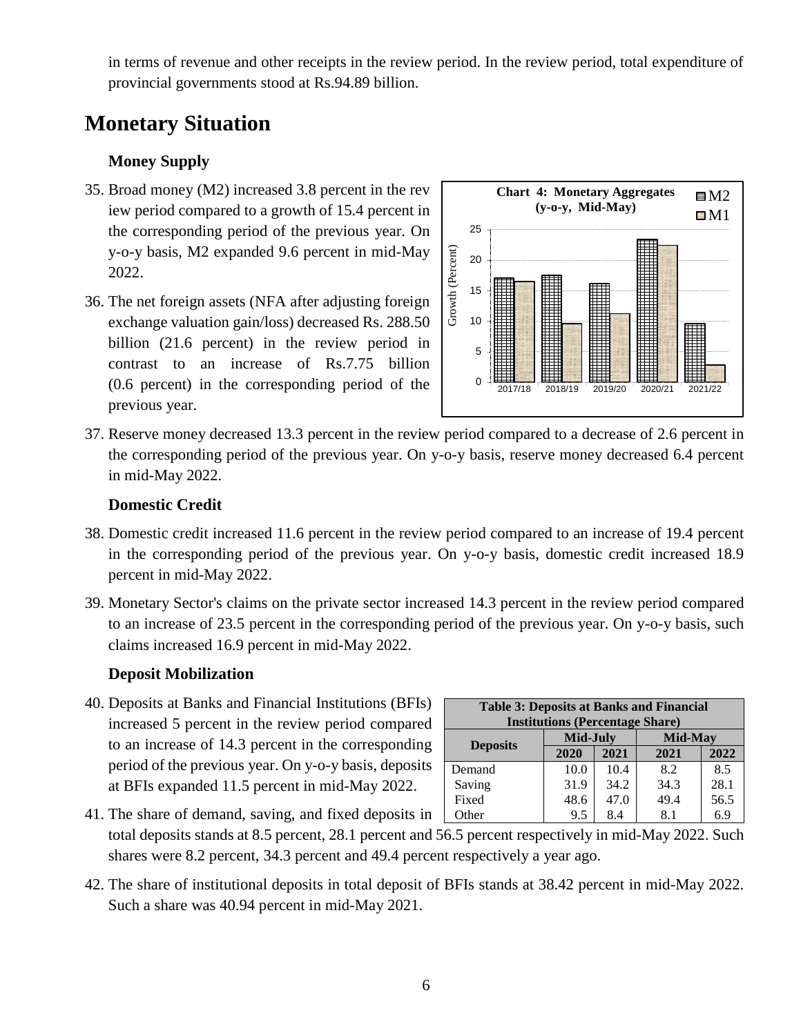in terms of revenue and other receipts in the review period. In the review period, total expenditure of provincial governments stood at Rs.94.89 billion.

# Monetary Situation

### Money Supply

35. Broad money (M2) increased 3.8 percent in the review period compared to a growth of 15.4 percent in the corresponding period of the previous year. On y-o-y basis, M2 expanded 9.6 percent in mid-May 2022.

36. The net foreign assets (NFA after adjusting foreign exchange valuation gain/loss) decreased Rs. 288.50 billion (21.6 percent) in the review period in contrast to an increase of Rs.7.75 billion (0.6 percent) in the corresponding period of the previous year.

**Chart 4: Monetary Aggregates (y-o-y, Mid-May)**

37. Reserve money decreased 13.3 percent in the review period compared to a decrease of 2.6 percent in the corresponding period of the previous year. On y-o-y basis, reserve money decreased 6.4 percent in mid-May 2022.

### Domestic Credit

38. Domestic credit increased 11.6 percent in the review period compared to an increase of 19.4 percent in the corresponding period of the previous year. On y-o-y basis, domestic credit increased 18.9 percent in mid-May 2022.

39. Monetary Sector's claims on the private sector increased 14.3 percent in the review period compared to an increase of 23.5 percent in the corresponding period of the previous year. On y-o-y basis, such claims increased 16.9 percent in mid-May 2022.

### Deposit Mobilization

40. Deposits at Banks and Financial Institutions (BFIs) increased 5 percent in the review period compared to an increase of 14.3 percent in the corresponding period of the previous year. On y-o-y basis, deposits at BFIs expanded 11.5 percent in mid-May 2022.

**Table 3: Deposits at Banks and Financial Institutions (Percentage Share)**

| Deposits | Mid-July | | Mid-May | |
|---|---|---|---|---|
| | 2020 | 2021 | 2021 | 2022 |
| Demand | 10.0 | 10.4 | 8.2 | 8.5 |
| Saving | 31.9 | 34.2 | 34.3 | 28.1 |
| Fixed | 48.6 | 47.0 | 49.4 | 56.5 |
| Other | 9.5 | 8.4 | 8.1 | 6.9 |

41. The share of demand, saving, and fixed deposits in total deposits stands at 8.5 percent, 28.1 percent and 56.5 percent respectively in mid-May 2022. Such shares were 8.2 percent, 34.3 percent and 49.4 percent respectively a year ago.

42. The share of institutional deposits in total deposit of BFIs stands at 38.42 percent in mid-May 2022. Such a share was 40.94 percent in mid-May 2021.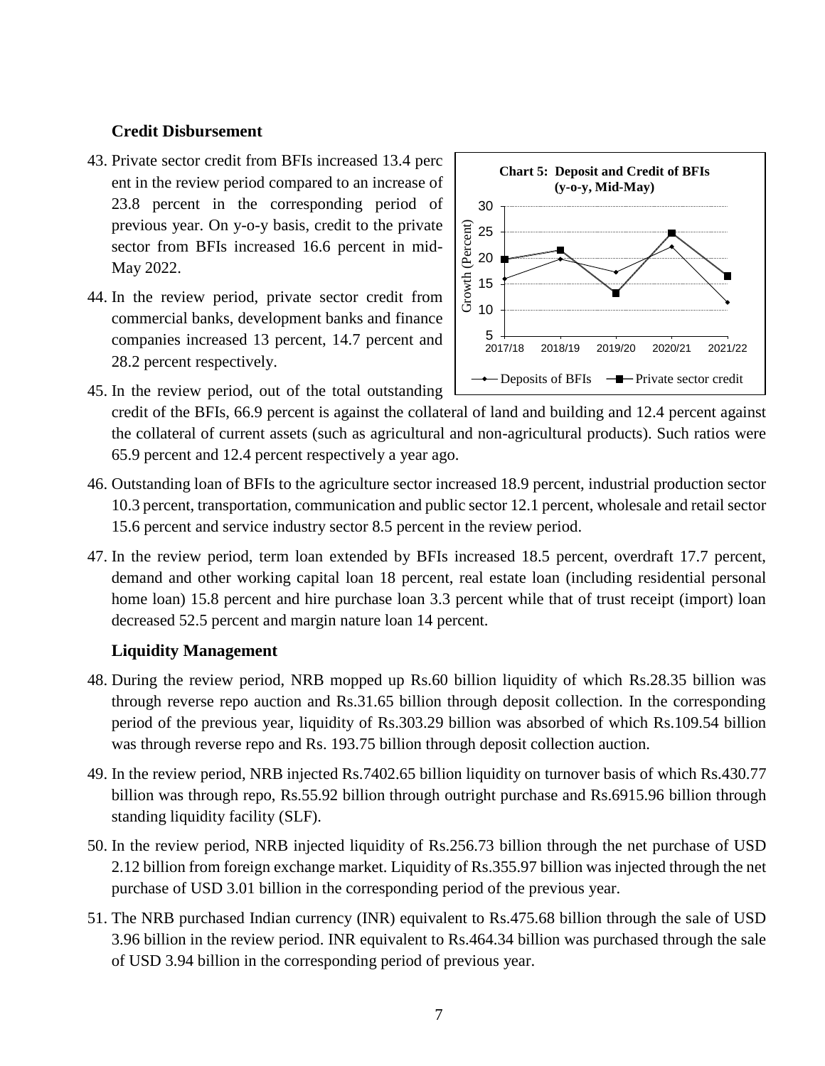### Credit Disbursement

43. Private sector credit from BFIs increased 13.4 percent in the review period compared to an increase of 23.8 percent in the corresponding period of previous year. On y-o-y basis, credit to the private sector from BFIs increased 16.6 percent in mid-May 2022.

44. In the review period, private sector credit from commercial banks, development banks and finance companies increased 13 percent, 14.7 percent and 28.2 percent respectively.

**Chart 5: Deposit and Credit of BFIs (y-o-y, Mid-May)**

45. In the review period, out of the total outstanding credit of the BFIs, 66.9 percent is against the collateral of land and building and 12.4 percent against the collateral of current assets (such as agricultural and non-agricultural products). Such ratios were 65.9 percent and 12.4 percent respectively a year ago.

46. Outstanding loan of BFIs to the agriculture sector increased 18.9 percent, industrial production sector 10.3 percent, transportation, communication and public sector 12.1 percent, wholesale and retail sector 15.6 percent and service industry sector 8.5 percent in the review period.

47. In the review period, term loan extended by BFIs increased 18.5 percent, overdraft 17.7 percent, demand and other working capital loan 18 percent, real estate loan (including residential personal home loan) 15.8 percent and hire purchase loan 3.3 percent while that of trust receipt (import) loan decreased 52.5 percent and margin nature loan 14 percent.

### Liquidity Management

48. During the review period, NRB mopped up Rs.60 billion liquidity of which Rs.28.35 billion was through reverse repo auction and Rs.31.65 billion through deposit collection. In the corresponding period of the previous year, liquidity of Rs.303.29 billion was absorbed of which Rs.109.54 billion was through reverse repo and Rs. 193.75 billion through deposit collection auction.

49. In the review period, NRB injected Rs.7402.65 billion liquidity on turnover basis of which Rs.430.77 billion was through repo, Rs.55.92 billion through outright purchase and Rs.6915.96 billion through standing liquidity facility (SLF).

50. In the review period, NRB injected liquidity of Rs.256.73 billion through the net purchase of USD 2.12 billion from foreign exchange market. Liquidity of Rs.355.97 billion was injected through the net purchase of USD 3.01 billion in the corresponding period of the previous year.

51. The NRB purchased Indian currency (INR) equivalent to Rs.475.68 billion through the sale of USD 3.96 billion in the review period. INR equivalent to Rs.464.34 billion was purchased through the sale of USD 3.94 billion in the corresponding period of previous year.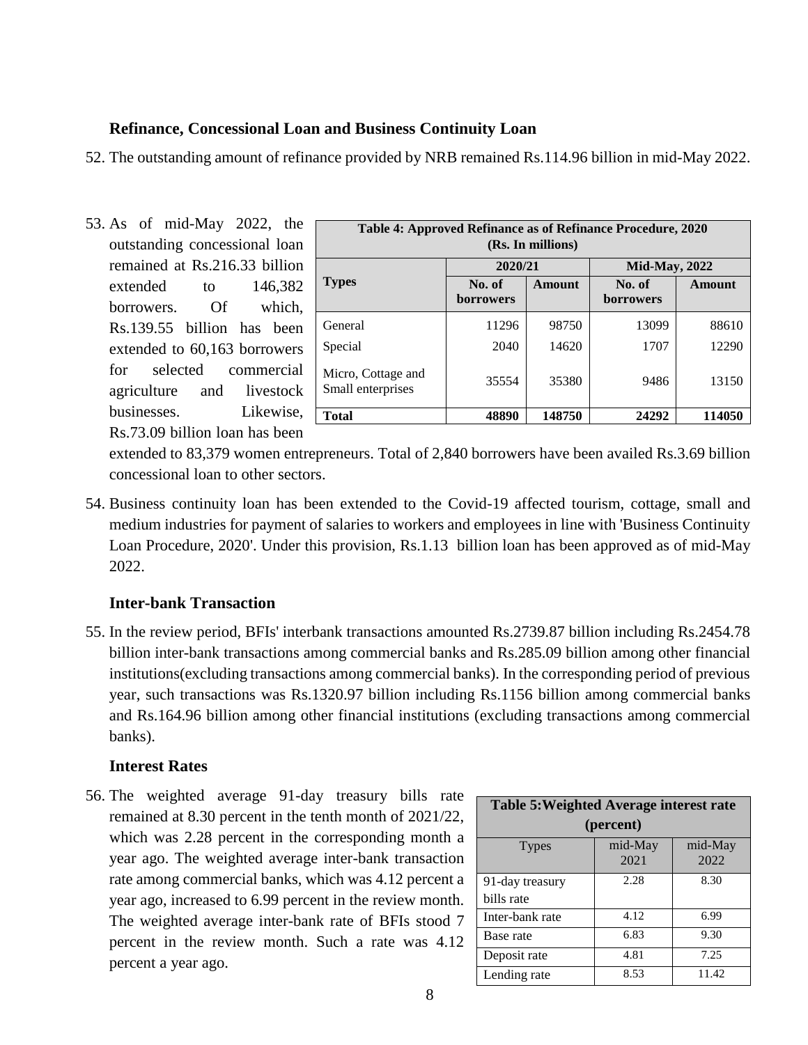### Refinance, Concessional Loan and Business Continuity Loan

52. The outstanding amount of refinance provided by NRB remained Rs.114.96 billion in mid-May 2022.

53. As of mid-May 2022, the outstanding concessional loan remained at Rs.216.33 billion extended to 146,382 borrowers. Of which, Rs.139.55 billion has been extended to 60,163 borrowers for selected commercial agriculture and livestock businesses. Likewise, Rs.73.09 billion loan has been extended to 83,379 women entrepreneurs. Total of 2,840 borrowers have been availed Rs.3.69 billion concessional loan to other sectors.

**Table 4: Approved Refinance as of Refinance Procedure, 2020 (Rs. In millions)**

| Types | 2020/21 | | Mid-May, 2022 | |
|---|---|---|---|---|
| | No. of borrowers | Amount | No. of borrowers | Amount |
| General | 11296 | 98750 | 13099 | 88610 |
| Special | 2040 | 14620 | 1707 | 12290 |
| Micro, Cottage and Small enterprises | 35554 | 35380 | 9486 | 13150 |
| **Total** | **48890** | **148750** | **24292** | **114050** |

54. Business continuity loan has been extended to the Covid-19 affected tourism, cottage, small and medium industries for payment of salaries to workers and employees in line with 'Business Continuity Loan Procedure, 2020'. Under this provision, Rs.1.13 billion loan has been approved as of mid-May 2022.

### Inter-bank Transaction

55. In the review period, BFIs' interbank transactions amounted Rs.2739.87 billion including Rs.2454.78 billion inter-bank transactions among commercial banks and Rs.285.09 billion among other financial institutions(excluding transactions among commercial banks). In the corresponding period of previous year, such transactions was Rs.1320.97 billion including Rs.1156 billion among commercial banks and Rs.164.96 billion among other financial institutions (excluding transactions among commercial banks).

### Interest Rates

56. The weighted average 91-day treasury bills rate remained at 8.30 percent in the tenth month of 2021/22, which was 2.28 percent in the corresponding month a year ago. The weighted average inter-bank transaction rate among commercial banks, which was 4.12 percent a year ago, increased to 6.99 percent in the review month. The weighted average inter-bank rate of BFIs stood 7 percent in the review month. Such a rate was 4.12 percent a year ago.

**Table 5: Weighted Average interest rate (percent)**

| Types | mid-May 2021 | mid-May 2022 |
|---|---|---|
| 91-day treasury bills rate | 2.28 | 8.30 |
| Inter-bank rate | 4.12 | 6.99 |
| Base rate | 6.83 | 9.30 |
| Deposit rate | 4.81 | 7.25 |
| Lending rate | 8.53 | 11.42 |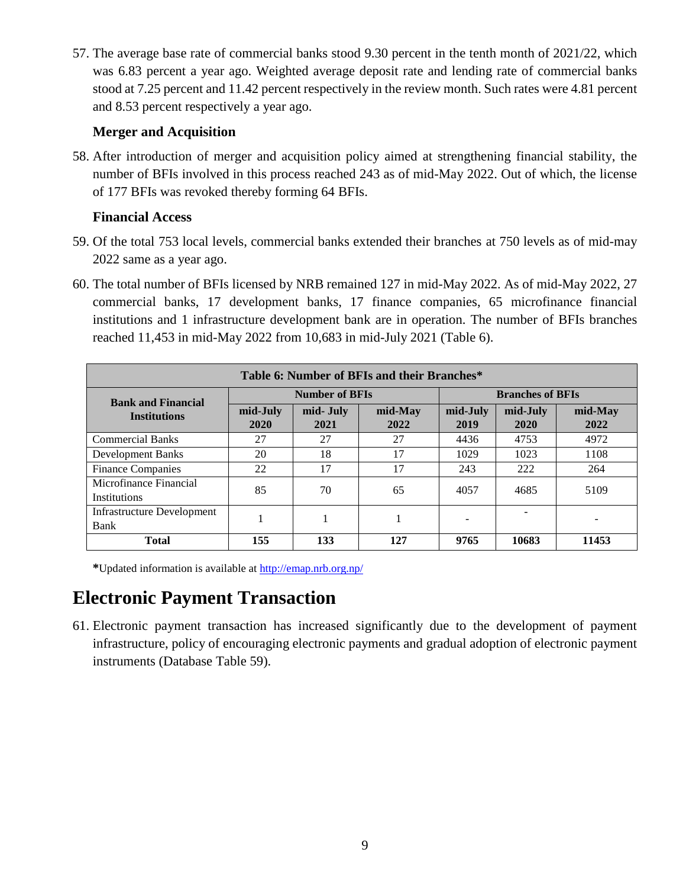57. The average base rate of commercial banks stood 9.30 percent in the tenth month of 2021/22, which was 6.83 percent a year ago. Weighted average deposit rate and lending rate of commercial banks stood at 7.25 percent and 11.42 percent respectively in the review month. Such rates were 4.81 percent and 8.53 percent respectively a year ago.

### Merger and Acquisition

58. After introduction of merger and acquisition policy aimed at strengthening financial stability, the number of BFIs involved in this process reached 243 as of mid-May 2022. Out of which, the license of 177 BFIs was revoked thereby forming 64 BFIs.

### Financial Access

59. Of the total 753 local levels, commercial banks extended their branches at 750 levels as of mid-may 2022 same as a year ago.

60. The total number of BFIs licensed by NRB remained 127 in mid-May 2022. As of mid-May 2022, 27 commercial banks, 17 development banks, 17 finance companies, 65 microfinance financial institutions and 1 infrastructure development bank are in operation. The number of BFIs branches reached 11,453 in mid-May 2022 from 10,683 in mid-July 2021 (Table 6).

**Table 6: Number of BFIs and their Branches***

| Bank and Financial Institutions | Number of BFIs | | | Branches of BFIs | | |
|---|---|---|---|---|---|---|
| | mid-July 2020 | mid- July 2021 | mid-May 2022 | mid-July 2019 | mid-July 2020 | mid-May 2022 |
| Commercial Banks | 27 | 27 | 27 | 4436 | 4753 | 4972 |
| Development Banks | 20 | 18 | 17 | 1029 | 1023 | 1108 |
| Finance Companies | 22 | 17 | 17 | 243 | 222 | 264 |
| Microfinance Financial Institutions | 85 | 70 | 65 | 4057 | 4685 | 5109 |
| Infrastructure Development Bank | 1 | 1 | 1 | - | - | - |
| **Total** | **155** | **133** | **127** | **9765** | **10683** | **11453** |

***Updated information is available at http://emap.nrb.org.np/

## Electronic Payment Transaction

61. Electronic payment transaction has increased significantly due to the development of payment infrastructure, policy of encouraging electronic payments and gradual adoption of electronic payment instruments (Database Table 59).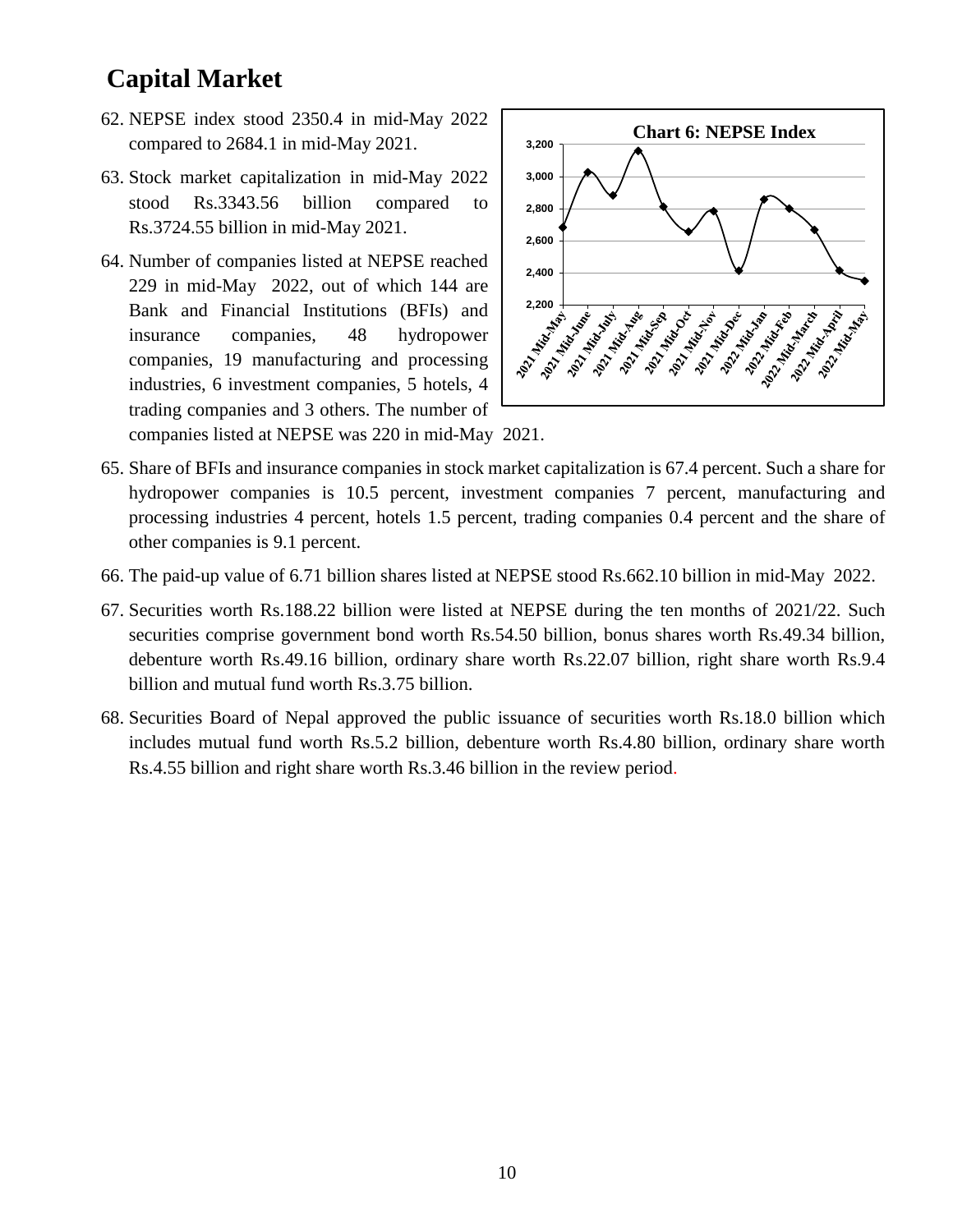## Capital Market

62. NEPSE index stood 2350.4 in mid-May 2022 compared to 2684.1 in mid-May 2021.

63. Stock market capitalization in mid-May 2022 stood Rs.3343.56 billion compared to Rs.3724.55 billion in mid-May 2021.

64. Number of companies listed at NEPSE reached 229 in mid-May 2022, out of which 144 are Bank and Financial Institutions (BFIs) and insurance companies, 48 hydropower companies, 19 manufacturing and processing industries, 6 investment companies, 5 hotels, 4 trading companies and 3 others. The number of companies listed at NEPSE was 220 in mid-May 2021.

**Chart 6: NEPSE Index**

3,200
3,000
2,800
2,600
2,400
2,200

2021 Mid-May
2021 Mid-June
2021 Mid-July
2021 Mid-Aug
2021 Mid-Sep
2021 Mid-Oct
2021 Mid-Nov
2021 Mid-Dec
2022 Mid-Jan
2022 Mid-Feb
2022 Mid-March
2022 Mid-April
2022 Mid-May

65. Share of BFIs and insurance companies in stock market capitalization is 67.4 percent. Such a share for hydropower companies is 10.5 percent, investment companies 7 percent, manufacturing and processing industries 4 percent, hotels 1.5 percent, trading companies 0.4 percent and the share of other companies is 9.1 percent.

66. The paid-up value of 6.71 billion shares listed at NEPSE stood Rs.662.10 billion in mid-May 2022.

67. Securities worth Rs.188.22 billion were listed at NEPSE during the ten months of 2021/22. Such securities comprise government bond worth Rs.54.50 billion, bonus shares worth Rs.49.34 billion, debenture worth Rs.49.16 billion, ordinary share worth Rs.22.07 billion, right share worth Rs.9.4 billion and mutual fund worth Rs.3.75 billion.

68. Securities Board of Nepal approved the public issuance of securities worth Rs.18.0 billion which includes mutual fund worth Rs.5.2 billion, debenture worth Rs.4.80 billion, ordinary share worth Rs.4.55 billion and right share worth Rs.3.46 billion in the review period.